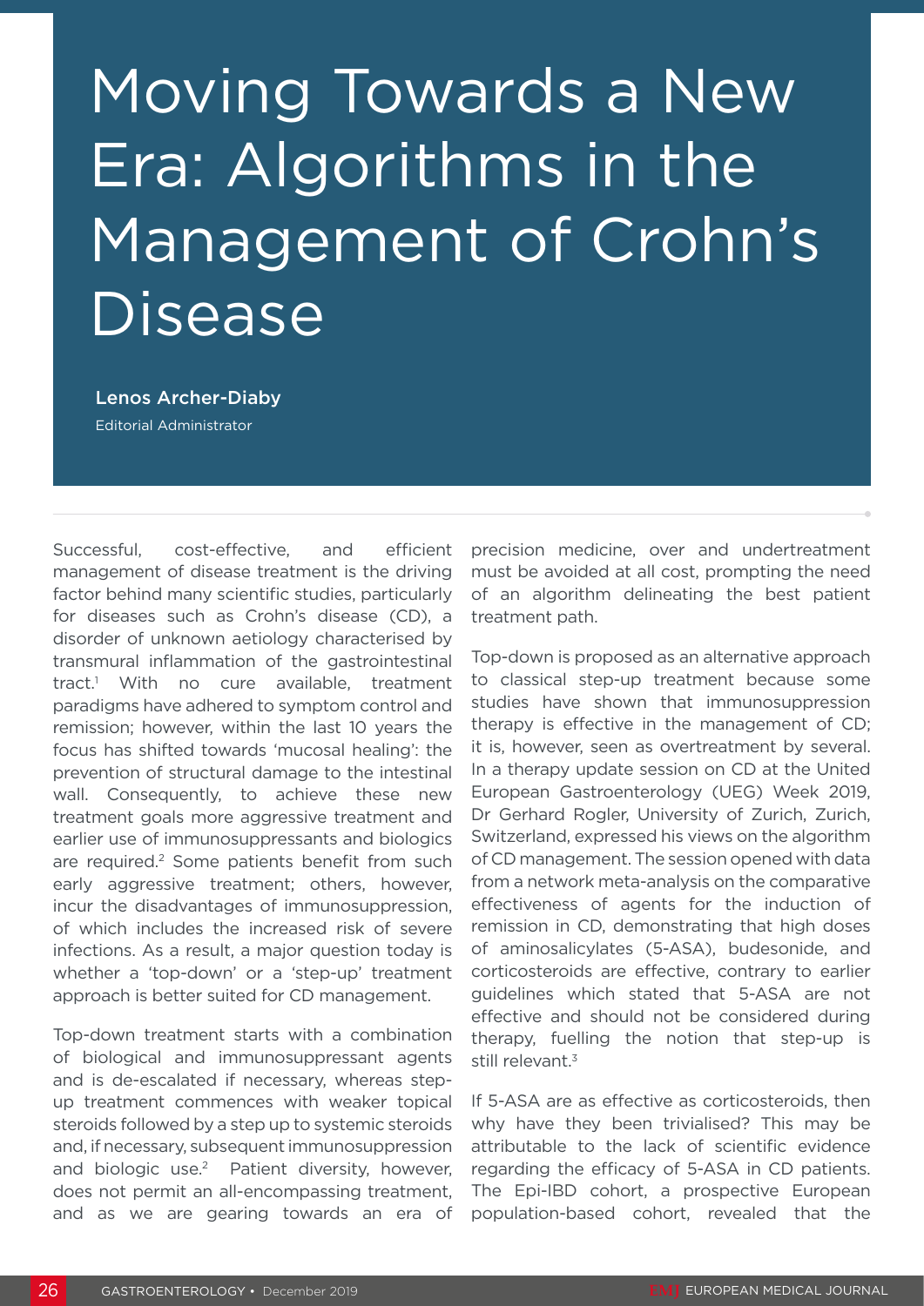# Moving Towards a New Era: Algorithms in the Management of Crohn's Disease

**Lenos Archer-Diaby**
Editorial Administrator

Successful, cost-effective, and efficient management of disease treatment is the driving factor behind many scientific studies, particularly for diseases such as Crohn's disease (CD), a disorder of unknown aetiology characterised by transmural inflammation of the gastrointestinal tract.[1] With no cure available, treatment paradigms have adhered to symptom control and remission; however, within the last 10 years the focus has shifted towards 'mucosal healing': the prevention of structural damage to the intestinal wall. Consequently, to achieve these new treatment goals more aggressive treatment and earlier use of immunosuppressants and biologics are required.[2] Some patients benefit from such early aggressive treatment; others, however, incur the disadvantages of immunosuppression, of which includes the increased risk of severe infections. As a result, a major question today is whether a 'top-down' or a 'step-up' treatment approach is better suited for CD management.

Top-down treatment starts with a combination of biological and immunosuppressant agents and is de-escalated if necessary, whereas step-up treatment commences with weaker topical steroids followed by a step up to systemic steroids and, if necessary, subsequent immunosuppression and biologic use.[2] Patient diversity, however, does not permit an all-encompassing treatment, and as we are gearing towards an era of precision medicine, over and undertreatment must be avoided at all cost, prompting the need of an algorithm delineating the best patient treatment path.

Top-down is proposed as an alternative approach to classical step-up treatment because some studies have shown that immunosuppression therapy is effective in the management of CD; it is, however, seen as overtreatment by several. In a therapy update session on CD at the United European Gastroenterology (UEG) Week 2019, Dr Gerhard Rogler, University of Zurich, Zurich, Switzerland, expressed his views on the algorithm of CD management. The session opened with data from a network meta-analysis on the comparative effectiveness of agents for the induction of remission in CD, demonstrating that high doses of aminosalicylates (5-ASA), budesonide, and corticosteroids are effective, contrary to earlier guidelines which stated that 5-ASA are not effective and should not be considered during therapy, fuelling the notion that step-up is still relevant.[3]

If 5-ASA are as effective as corticosteroids, then why have they been trivialised? This may be attributable to the lack of scientific evidence regarding the efficacy of 5-ASA in CD patients. The Epi-IBD cohort, a prospective European population-based cohort, revealed that the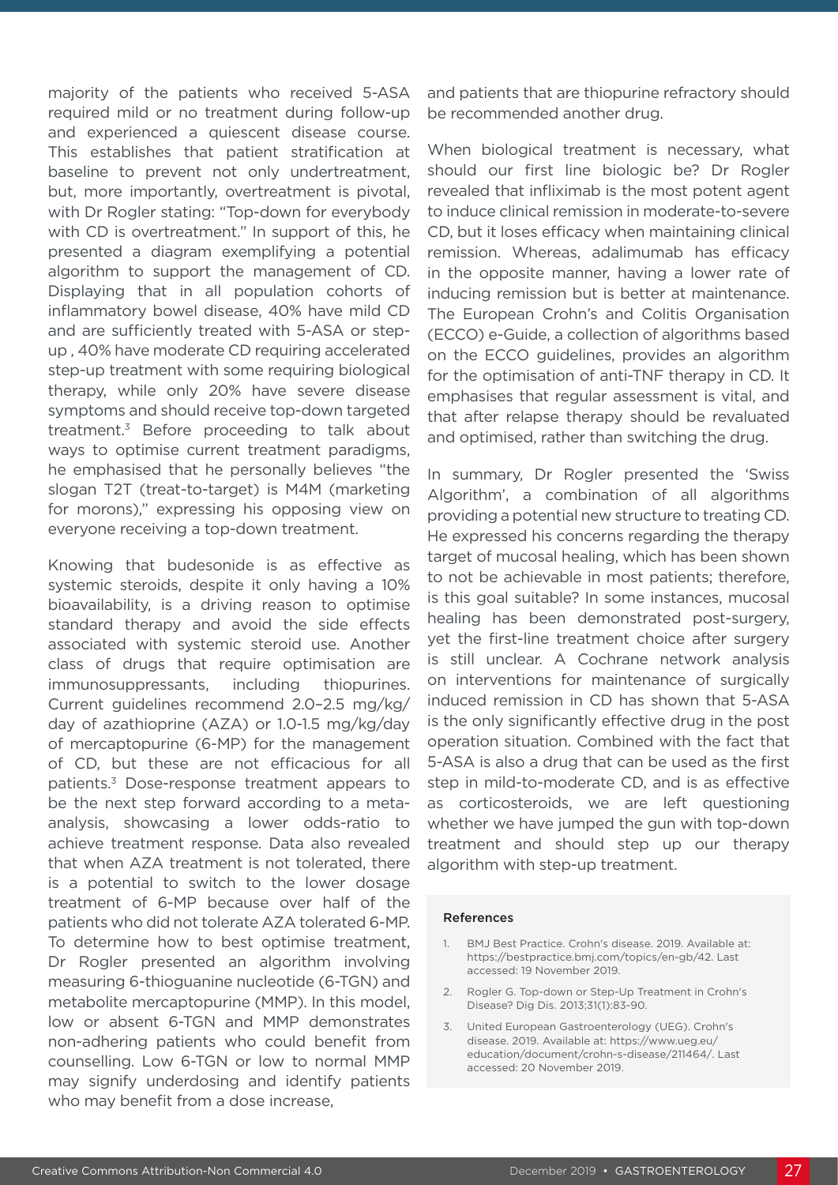majority of the patients who received 5-ASA required mild or no treatment during follow-up and experienced a quiescent disease course. This establishes that patient stratification at baseline to prevent not only undertreatment, but, more importantly, overtreatment is pivotal, with Dr Rogler stating: "Top-down for everybody with CD is overtreatment." In support of this, he presented a diagram exemplifying a potential algorithm to support the management of CD. Displaying that in all population cohorts of inflammatory bowel disease, 40% have mild CD and are sufficiently treated with 5-ASA or step-up , 40% have moderate CD requiring accelerated step-up treatment with some requiring biological therapy, while only 20% have severe disease symptoms and should receive top-down targeted treatment.[3] Before proceeding to talk about ways to optimise current treatment paradigms, he emphasised that he personally believes "the slogan T2T (treat-to-target) is M4M (marketing for morons)," expressing his opposing view on everyone receiving a top-down treatment.

Knowing that budesonide is as effective as systemic steroids, despite it only having a 10% bioavailability, is a driving reason to optimise standard therapy and avoid the side effects associated with systemic steroid use. Another class of drugs that require optimisation are immunosuppressants, including thiopurines. Current guidelines recommend 2.0–2.5 mg/kg/day of azathioprine (AZA) or 1.0-1.5 mg/kg/day of mercaptopurine (6-MP) for the management of CD, but these are not efficacious for all patients.[3] Dose-response treatment appears to be the next step forward according to a meta-analysis, showcasing a lower odds-ratio to achieve treatment response. Data also revealed that when AZA treatment is not tolerated, there is a potential to switch to the lower dosage treatment of 6-MP because over half of the patients who did not tolerate AZA tolerated 6-MP. To determine how to best optimise treatment, Dr Rogler presented an algorithm involving measuring 6-thioguanine nucleotide (6-TGN) and metabolite mercaptopurine (MMP). In this model, low or absent 6-TGN and MMP demonstrates non-adhering patients who could benefit from counselling. Low 6-TGN or low to normal MMP may signify underdosing and identify patients who may benefit from a dose increase, and patients that are thiopurine refractory should be recommended another drug.

When biological treatment is necessary, what should our first line biologic be? Dr Rogler revealed that infliximab is the most potent agent to induce clinical remission in moderate-to-severe CD, but it loses efficacy when maintaining clinical remission. Whereas, adalimumab has efficacy in the opposite manner, having a lower rate of inducing remission but is better at maintenance. The European Crohn's and Colitis Organisation (ECCO) e-Guide, a collection of algorithms based on the ECCO guidelines, provides an algorithm for the optimisation of anti-TNF therapy in CD. It emphasises that regular assessment is vital, and that after relapse therapy should be revaluated and optimised, rather than switching the drug.

In summary, Dr Rogler presented the 'Swiss Algorithm', a combination of all algorithms providing a potential new structure to treating CD. He expressed his concerns regarding the therapy target of mucosal healing, which has been shown to not be achievable in most patients; therefore, is this goal suitable? In some instances, mucosal healing has been demonstrated post-surgery, yet the first-line treatment choice after surgery is still unclear. A Cochrane network analysis on interventions for maintenance of surgically induced remission in CD has shown that 5-ASA is the only significantly effective drug in the post operation situation. Combined with the fact that 5-ASA is also a drug that can be used as the first step in mild-to-moderate CD, and is as effective as corticosteroids, we are left questioning whether we have jumped the gun with top-down treatment and should step up our therapy algorithm with step-up treatment.

### References

1. BMJ Best Practice. Crohn's disease. 2019. Available at: https://bestpractice.bmj.com/topics/en-gb/42. Last accessed: 19 November 2019.
2. Rogler G. Top-down or Step-Up Treatment in Crohn's Disease? Dig Dis. 2013;31(1):83-90.
3. United European Gastroenterology (UEG). Crohn's disease. 2019. Available at: https://www.ueg.eu/education/document/crohn-s-disease/211464/. Last accessed: 20 November 2019.